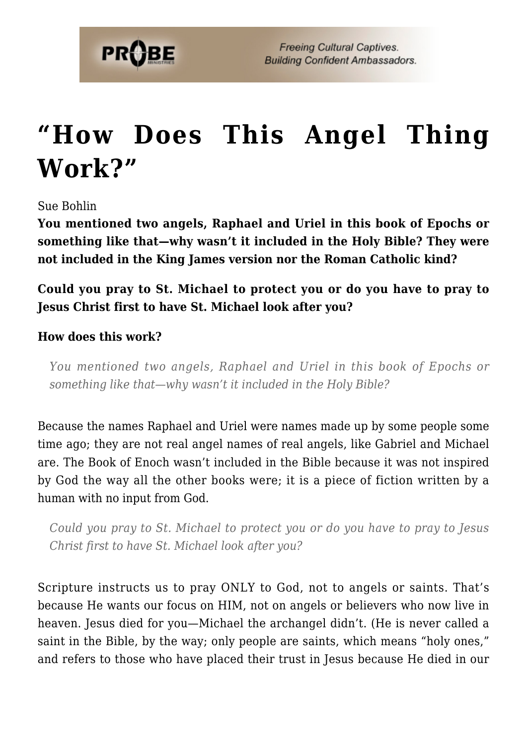# "How Does This Angel Thing Work?"

Sue Bohlin

**You mentioned two angels, Raphael and Uriel in this book of Epochs or something like that—why wasn't it included in the Holy Bible? They were not included in the King James version nor the Roman Catholic kind?**

**Could you pray to St. Michael to protect you or do you have to pray to Jesus Christ first to have St. Michael look after you?**

**How does this work?**

> *You mentioned two angels, Raphael and Uriel in this book of Epochs or something like that—why wasn't it included in the Holy Bible?*

Because the names Raphael and Uriel were names made up by some people some time ago; they are not real angel names of real angels, like Gabriel and Michael are. The Book of Enoch wasn't included in the Bible because it was not inspired by God the way all the other books were; it is a piece of fiction written by a human with no input from God.

> *Could you pray to St. Michael to protect you or do you have to pray to Jesus Christ first to have St. Michael look after you?*

Scripture instructs us to pray ONLY to God, not to angels or saints. That's because He wants our focus on HIM, not on angels or believers who now live in heaven. Jesus died for you—Michael the archangel didn't. (He is never called a saint in the Bible, by the way; only people are saints, which means "holy ones," and refers to those who have placed their trust in Jesus because He died in our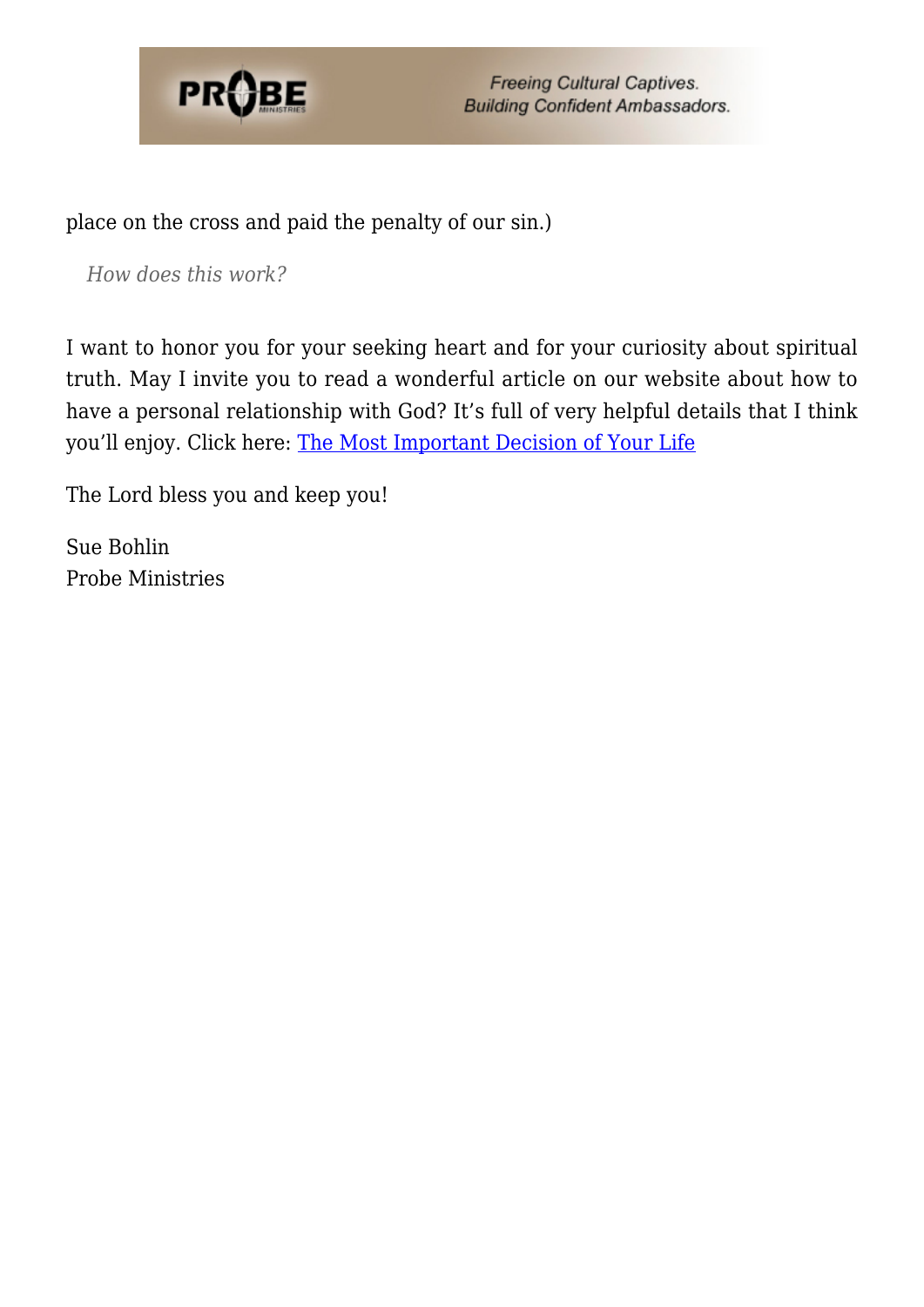place on the cross and paid the penalty of our sin.)

*How does this work?*

I want to honor you for your seeking heart and for your curiosity about spiritual truth. May I invite you to read a wonderful article on our website about how to have a personal relationship with God? It's full of very helpful details that I think you'll enjoy. Click here: The Most Important Decision of Your Life

The Lord bless you and keep you!

Sue Bohlin
Probe Ministries